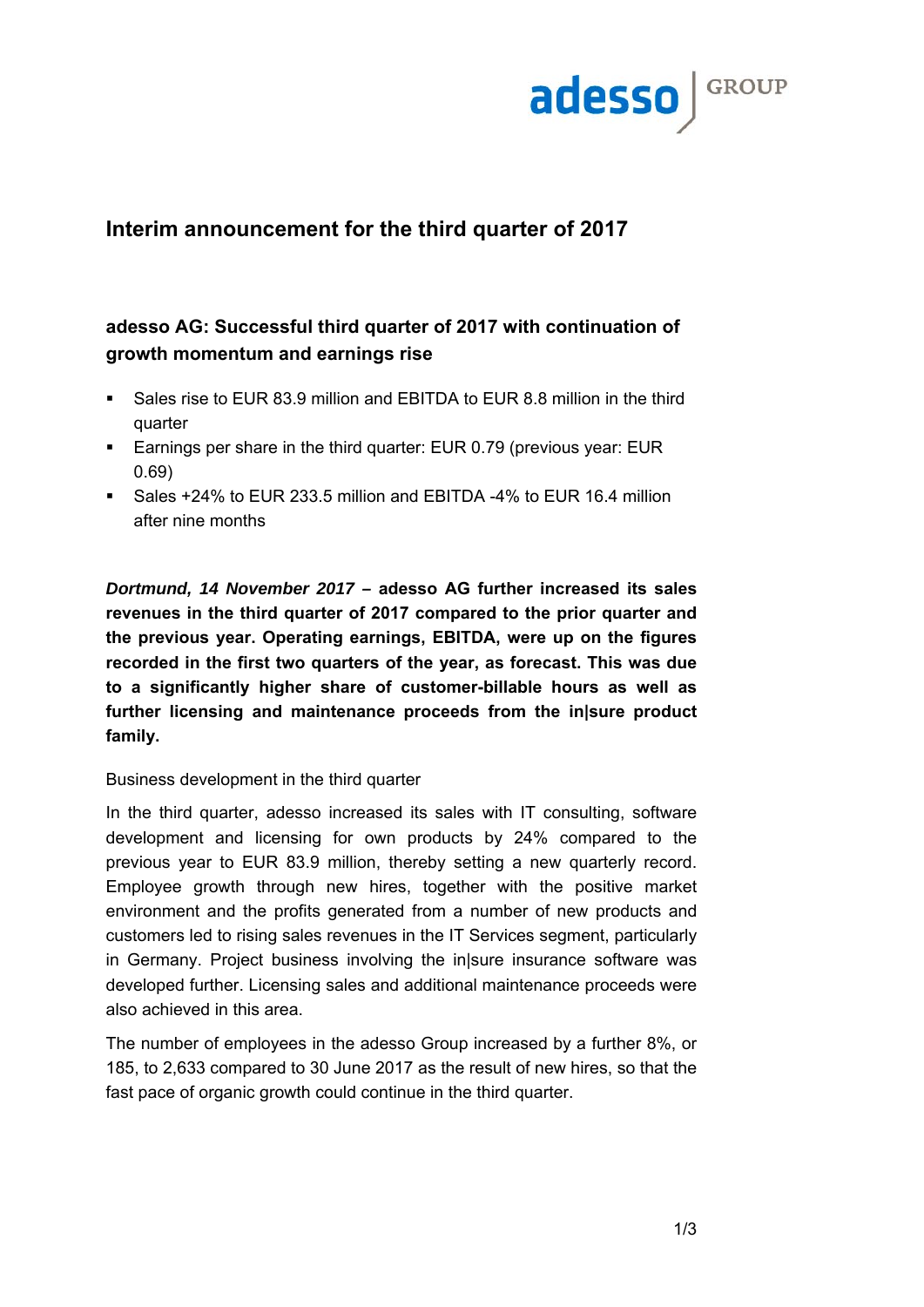# Interim announcement for the third quarter of 2017

## adesso AG: Successful third quarter of 2017 with continuation of growth momentum and earnings rise

- Sales rise to EUR 83.9 million and EBITDA to EUR 8.8 million in the third quarter
- Earnings per share in the third quarter: EUR 0.79 (previous year: EUR 0.69)
- Sales +24% to EUR 233.5 million and EBITDA -4% to EUR 16.4 million after nine months

***Dortmund, 14 November 2017* – adesso AG further increased its sales revenues in the third quarter of 2017 compared to the prior quarter and the previous year. Operating earnings, EBITDA, were up on the figures recorded in the first two quarters of the year, as forecast. This was due to a significantly higher share of customer-billable hours as well as further licensing and maintenance proceeds from the in|sure product family.**

Business development in the third quarter

In the third quarter, adesso increased its sales with IT consulting, software development and licensing for own products by 24% compared to the previous year to EUR 83.9 million, thereby setting a new quarterly record. Employee growth through new hires, together with the positive market environment and the profits generated from a number of new products and customers led to rising sales revenues in the IT Services segment, particularly in Germany. Project business involving the in|sure insurance software was developed further. Licensing sales and additional maintenance proceeds were also achieved in this area.

The number of employees in the adesso Group increased by a further 8%, or 185, to 2,633 compared to 30 June 2017 as the result of new hires, so that the fast pace of organic growth could continue in the third quarter.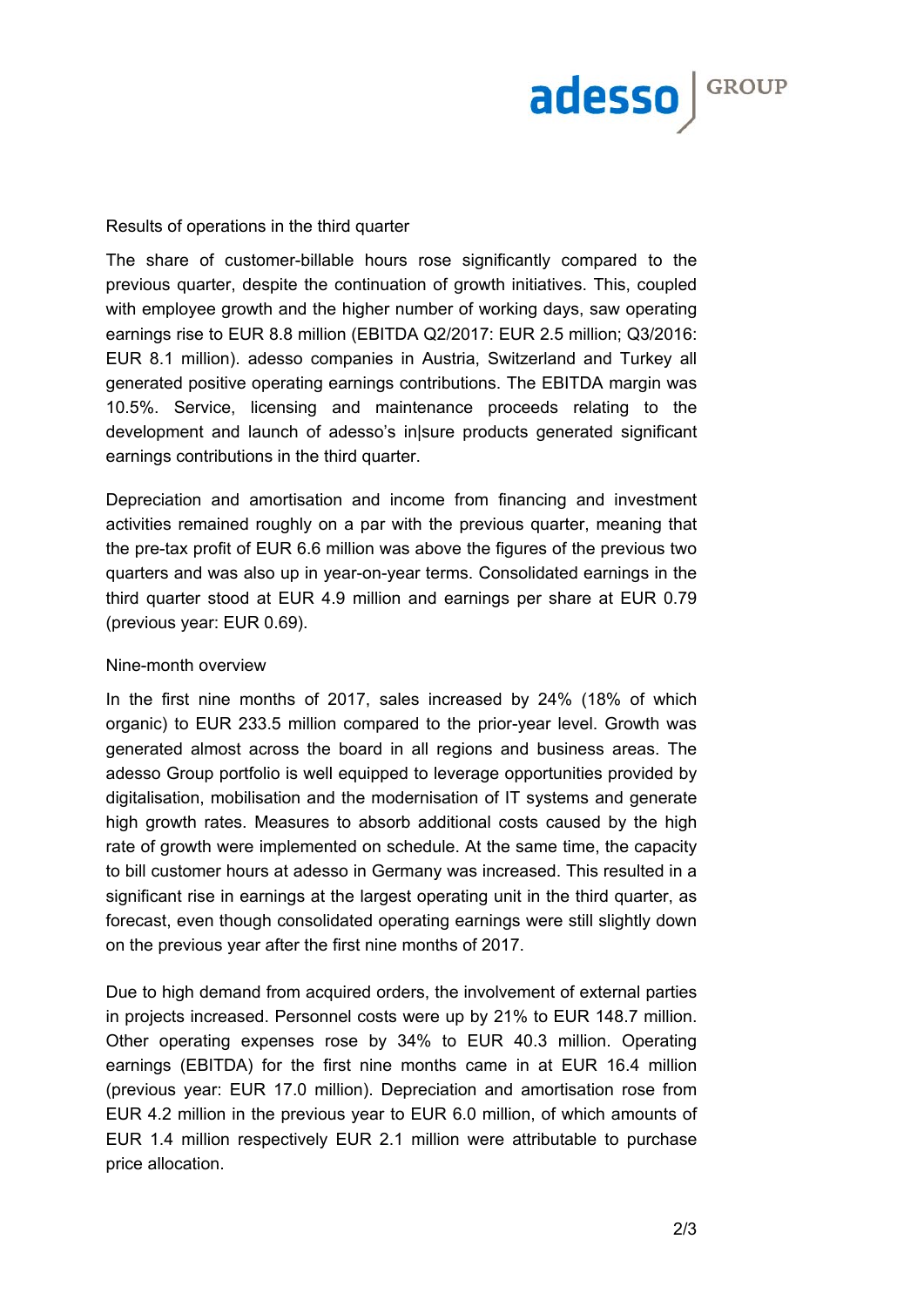Results of operations in the third quarter

The share of customer-billable hours rose significantly compared to the previous quarter, despite the continuation of growth initiatives. This, coupled with employee growth and the higher number of working days, saw operating earnings rise to EUR 8.8 million (EBITDA Q2/2017: EUR 2.5 million; Q3/2016: EUR 8.1 million). adesso companies in Austria, Switzerland and Turkey all generated positive operating earnings contributions. The EBITDA margin was 10.5%. Service, licensing and maintenance proceeds relating to the development and launch of adesso's in|sure products generated significant earnings contributions in the third quarter.

Depreciation and amortisation and income from financing and investment activities remained roughly on a par with the previous quarter, meaning that the pre-tax profit of EUR 6.6 million was above the figures of the previous two quarters and was also up in year-on-year terms. Consolidated earnings in the third quarter stood at EUR 4.9 million and earnings per share at EUR 0.79 (previous year: EUR 0.69).

Nine-month overview

In the first nine months of 2017, sales increased by 24% (18% of which organic) to EUR 233.5 million compared to the prior-year level. Growth was generated almost across the board in all regions and business areas. The adesso Group portfolio is well equipped to leverage opportunities provided by digitalisation, mobilisation and the modernisation of IT systems and generate high growth rates. Measures to absorb additional costs caused by the high rate of growth were implemented on schedule. At the same time, the capacity to bill customer hours at adesso in Germany was increased. This resulted in a significant rise in earnings at the largest operating unit in the third quarter, as forecast, even though consolidated operating earnings were still slightly down on the previous year after the first nine months of 2017.

Due to high demand from acquired orders, the involvement of external parties in projects increased. Personnel costs were up by 21% to EUR 148.7 million. Other operating expenses rose by 34% to EUR 40.3 million. Operating earnings (EBITDA) for the first nine months came in at EUR 16.4 million (previous year: EUR 17.0 million). Depreciation and amortisation rose from EUR 4.2 million in the previous year to EUR 6.0 million, of which amounts of EUR 1.4 million respectively EUR 2.1 million were attributable to purchase price allocation.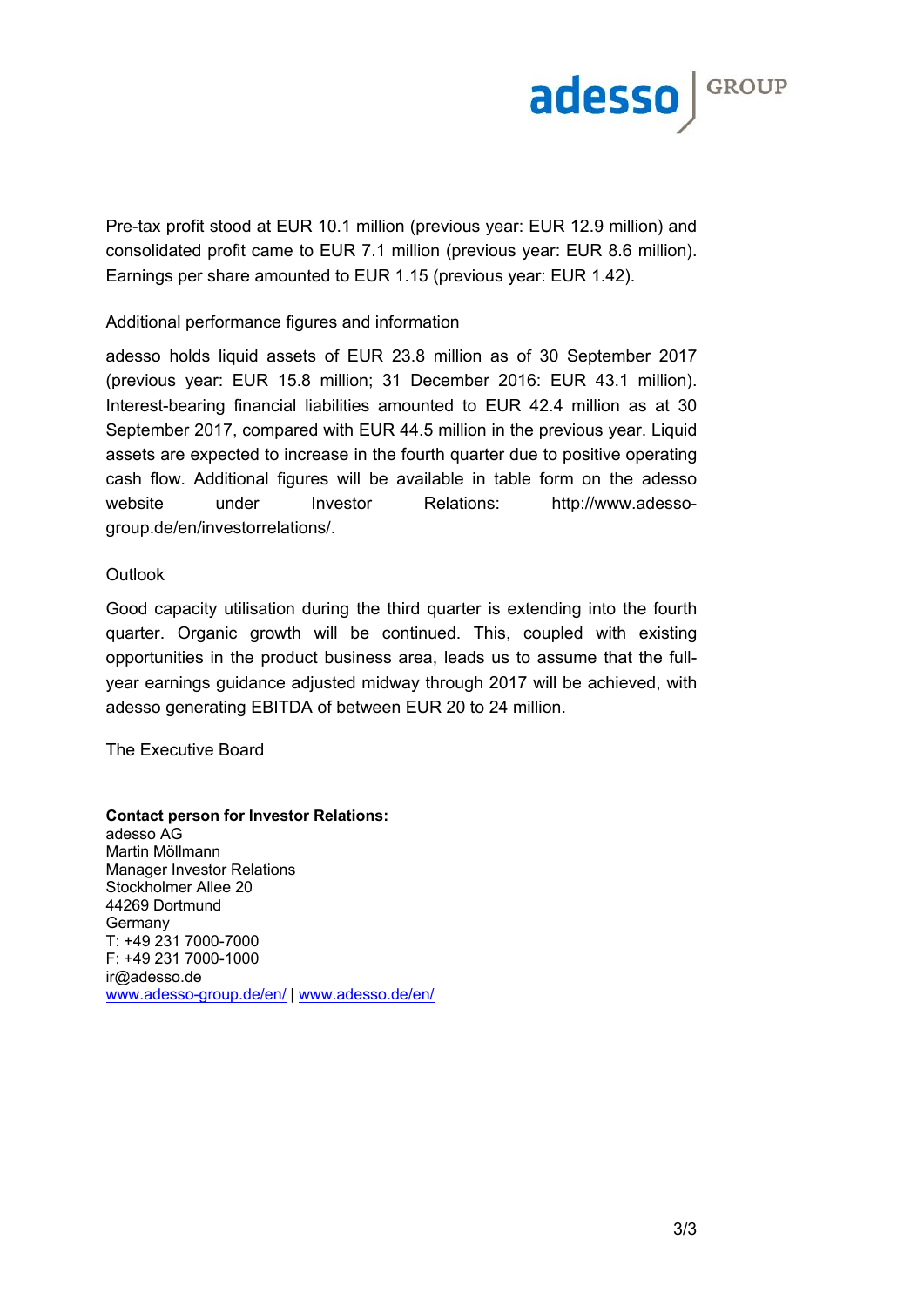Pre-tax profit stood at EUR 10.1 million (previous year: EUR 12.9 million) and consolidated profit came to EUR 7.1 million (previous year: EUR 8.6 million). Earnings per share amounted to EUR 1.15 (previous year: EUR 1.42).

## Additional performance figures and information

adesso holds liquid assets of EUR 23.8 million as of 30 September 2017 (previous year: EUR 15.8 million; 31 December 2016: EUR 43.1 million). Interest-bearing financial liabilities amounted to EUR 42.4 million as at 30 September 2017, compared with EUR 44.5 million in the previous year. Liquid assets are expected to increase in the fourth quarter due to positive operating cash flow. Additional figures will be available in table form on the adesso website under Investor Relations: http://www.adesso-group.de/en/investorrelations/.

## Outlook

Good capacity utilisation during the third quarter is extending into the fourth quarter. Organic growth will be continued. This, coupled with existing opportunities in the product business area, leads us to assume that the full-year earnings guidance adjusted midway through 2017 will be achieved, with adesso generating EBITDA of between EUR 20 to 24 million.

The Executive Board

**Contact person for Investor Relations:**
adesso AG
Martin Möllmann
Manager Investor Relations
Stockholmer Allee 20
44269 Dortmund
Germany
T: +49 231 7000-7000
F: +49 231 7000-1000
ir@adesso.de
www.adesso-group.de/en/ | www.adesso.de/en/